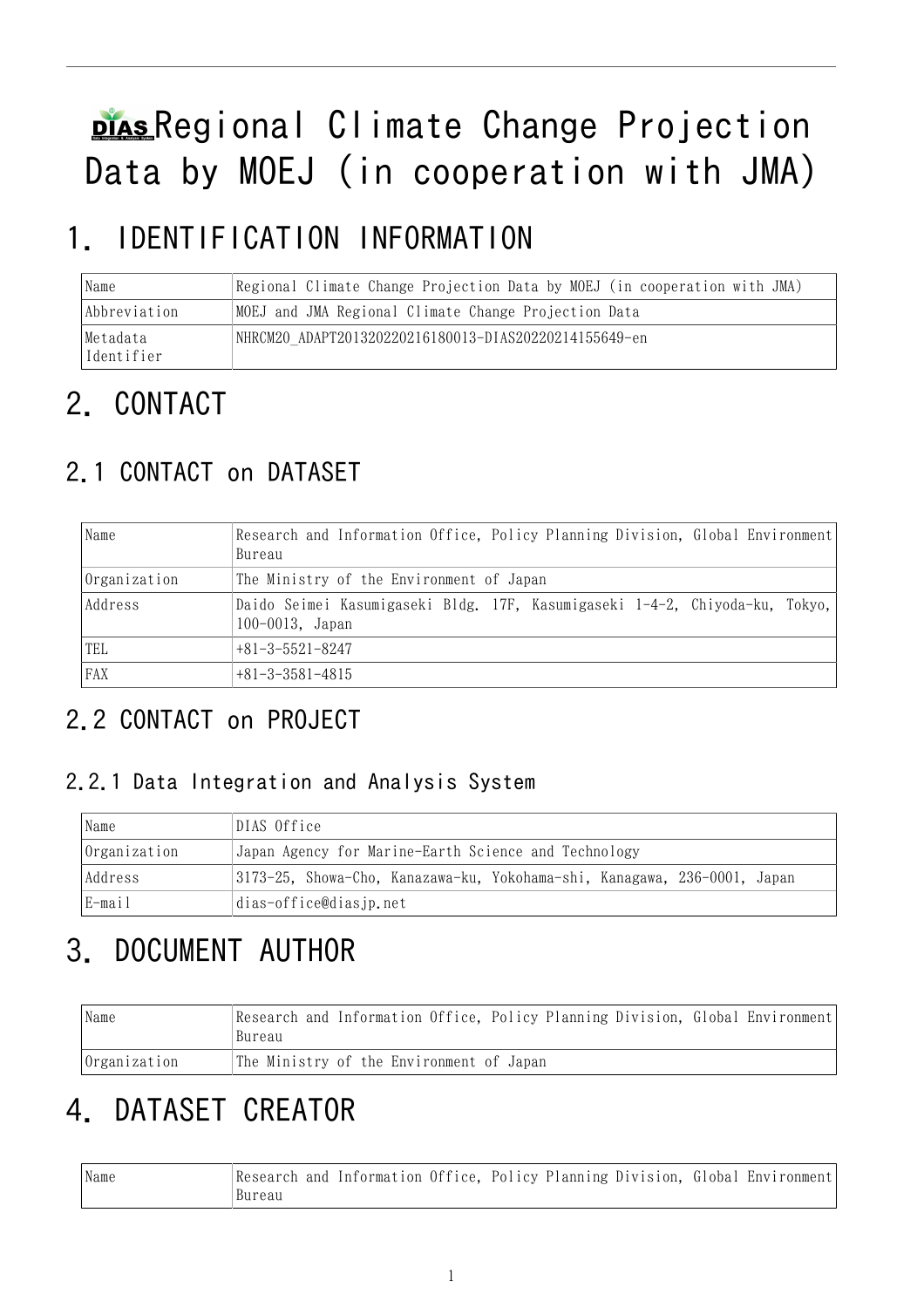# Regional Climate Change Projection Data by MOEJ (in cooperation with JMA)

# 1. IDENTIFICATION INFORMATION

| | |
|---|---|
| Name | Regional Climate Change Projection Data by MOEJ (in cooperation with JMA) |
| Abbreviation | MOEJ and JMA Regional Climate Change Projection Data |
| Metadata Identifier | NHRCM20_ADAPT201320220216180013-DIAS20220214155649-en |

# 2. CONTACT

## 2.1 CONTACT on DATASET

| | |
|---|---|
| Name | Research and Information Office, Policy Planning Division, Global Environment Bureau |
| Organization | The Ministry of the Environment of Japan |
| Address | Daido Seimei Kasumigaseki Bldg. 17F, Kasumigaseki 1-4-2, Chiyoda-ku, Tokyo, 100-0013, Japan |
| TEL | +81-3-5521-8247 |
| FAX | +81-3-3581-4815 |

## 2.2 CONTACT on PROJECT

### 2.2.1 Data Integration and Analysis System

| | |
|---|---|
| Name | DIAS Office |
| Organization | Japan Agency for Marine-Earth Science and Technology |
| Address | 3173-25, Showa-Cho, Kanazawa-ku, Yokohama-shi, Kanagawa, 236-0001, Japan |
| E-mail | dias-office@diasjp.net |

# 3. DOCUMENT AUTHOR

| | |
|---|---|
| Name | Research and Information Office, Policy Planning Division, Global Environment Bureau |
| Organization | The Ministry of the Environment of Japan |

# 4. DATASET CREATOR

| | |
|---|---|
| Name | Research and Information Office, Policy Planning Division, Global Environment Bureau |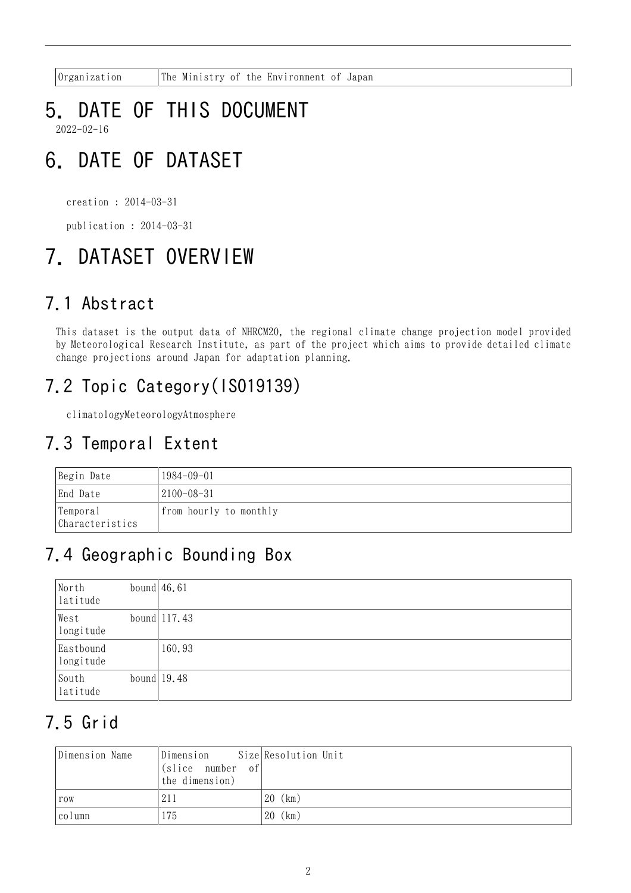| Organization | The Ministry of the Environment of Japan |
|---|---|

# 5. DATE OF THIS DOCUMENT

2022-02-16

# 6. DATE OF DATASET

creation : 2014-03-31

publication : 2014-03-31

# 7. DATASET OVERVIEW

## 7.1 Abstract

This dataset is the output data of NHRCM20, the regional climate change projection model provided by Meteorological Research Institute, as part of the project which aims to provide detailed climate change projections around Japan for adaptation planning.

## 7.2 Topic Category(ISO19139)

climatologyMeteorologyAtmosphere

## 7.3 Temporal Extent

| Begin Date | 1984-09-01 |
|---|---|
| End Date | 2100-08-31 |
| Temporal Characteristics | from hourly to monthly |

## 7.4 Geographic Bounding Box

| North bound latitude | 46.61 |
|---|---|
| West bound longitude | 117.43 |
| Eastbound longitude | 160.93 |
| South bound latitude | 19.48 |

## 7.5 Grid

| Dimension Name | Dimension Size (slice number of the dimension) | Resolution Unit |
|---|---|---|
| row | 211 | 20 (km) |
| column | 175 | 20 (km) |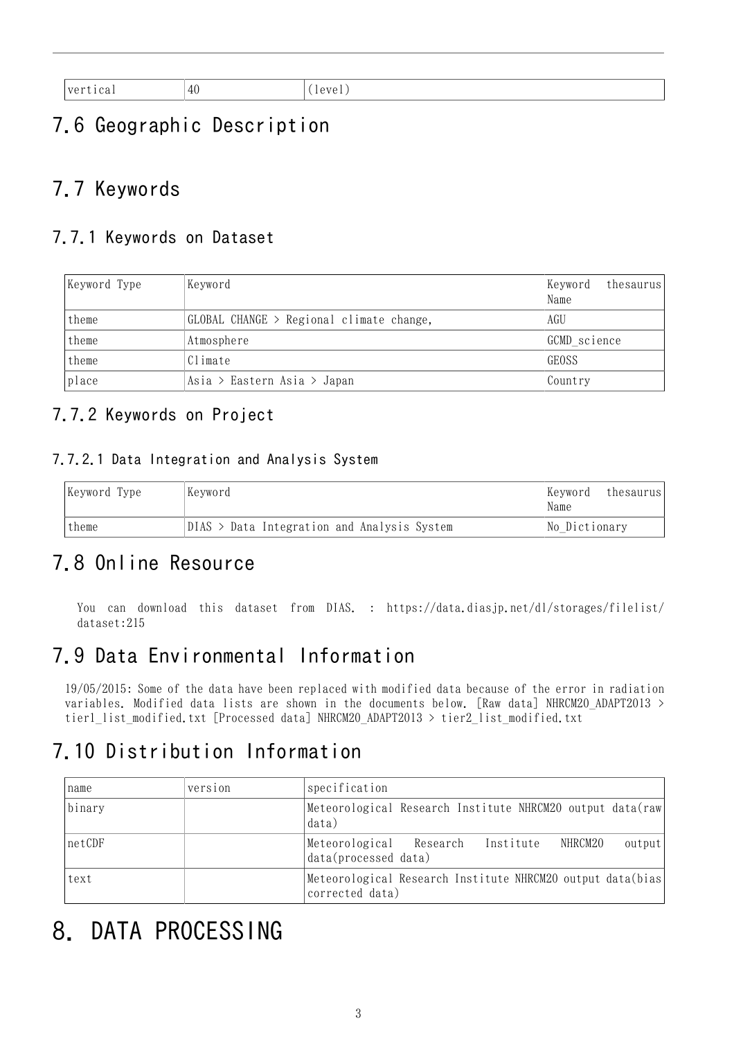| vertical | 40 | (level) |
|---|---|---|

## 7.6 Geographic Description

## 7.7 Keywords

### 7.7.1 Keywords on Dataset

| Keyword Type | Keyword | Keyword thesaurus Name |
|---|---|---|
| theme | GLOBAL CHANGE > Regional climate change, | AGU |
| theme | Atmosphere | GCMD_science |
| theme | Climate | GEOSS |
| place | Asia > Eastern Asia > Japan | Country |

### 7.7.2 Keywords on Project

#### 7.7.2.1 Data Integration and Analysis System

| Keyword Type | Keyword | Keyword thesaurus Name |
|---|---|---|
| theme | DIAS > Data Integration and Analysis System | No_Dictionary |

## 7.8 Online Resource

You can download this dataset from DIAS. : https://data.diasjp.net/dl/storages/filelist/dataset:215

## 7.9 Data Environmental Information

19/05/2015: Some of the data have been replaced with modified data because of the error in radiation variables. Modified data lists are shown in the documents below. [Raw data] NHRCM20_ADAPT2013 > tier1_list_modified.txt [Processed data] NHRCM20_ADAPT2013 > tier2_list_modified.txt

## 7.10 Distribution Information

| name | version | specification |
|---|---|---|
| binary | | Meteorological Research Institute NHRCM20 output data(raw data) |
| netCDF | | Meteorological Research Institute NHRCM20 output data(processed data) |
| text | | Meteorological Research Institute NHRCM20 output data(bias corrected data) |

# 8. DATA PROCESSING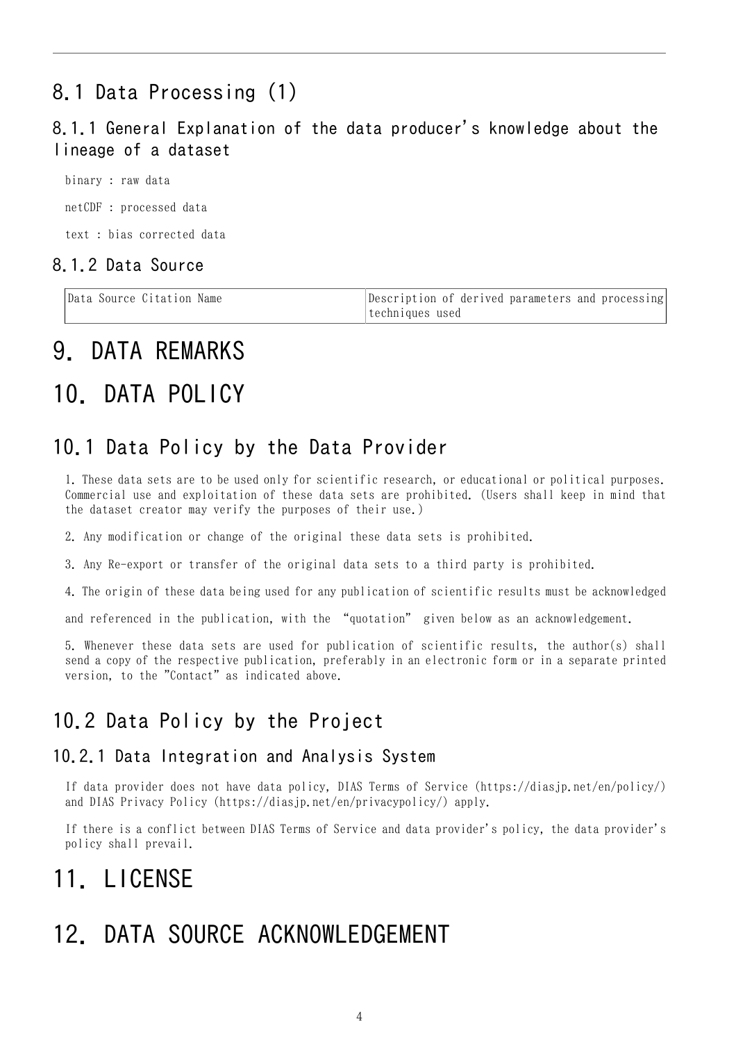## 8.1 Data Processing (1)

### 8.1.1 General Explanation of the data producer's knowledge about the lineage of a dataset

binary : raw data

netCDF : processed data

text : bias corrected data

### 8.1.2 Data Source

| Data Source Citation Name | Description of derived parameters and processing techniques used |
|---|---|

# 9. DATA REMARKS

# 10. DATA POLICY

## 10.1 Data Policy by the Data Provider

1. These data sets are to be used only for scientific research, or educational or political purposes. Commercial use and exploitation of these data sets are prohibited. (Users shall keep in mind that the dataset creator may verify the purposes of their use.)

2. Any modification or change of the original these data sets is prohibited.

3. Any Re-export or transfer of the original data sets to a third party is prohibited.

4. The origin of these data being used for any publication of scientific results must be acknowledged

and referenced in the publication, with the "quotation" given below as an acknowledgement.

5. Whenever these data sets are used for publication of scientific results, the author(s) shall send a copy of the respective publication, preferably in an electronic form or in a separate printed version, to the "Contact" as indicated above.

## 10.2 Data Policy by the Project

### 10.2.1 Data Integration and Analysis System

If data provider does not have data policy, DIAS Terms of Service (https://diasjp.net/en/policy/) and DIAS Privacy Policy (https://diasjp.net/en/privacypolicy/) apply.

If there is a conflict between DIAS Terms of Service and data provider's policy, the data provider's policy shall prevail.

# 11. LICENSE

# 12. DATA SOURCE ACKNOWLEDGEMENT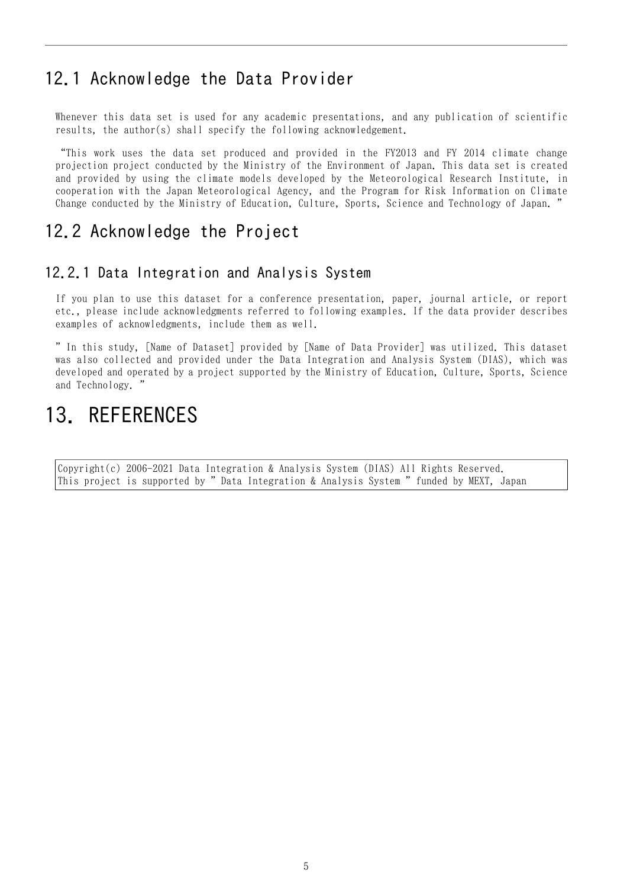## 12.1 Acknowledge the Data Provider

Whenever this data set is used for any academic presentations, and any publication of scientific results, the author(s) shall specify the following acknowledgement.

"This work uses the data set produced and provided in the FY2013 and FY 2014 climate change projection project conducted by the Ministry of the Environment of Japan. This data set is created and provided by using the climate models developed by the Meteorological Research Institute, in cooperation with the Japan Meteorological Agency, and the Program for Risk Information on Climate Change conducted by the Ministry of Education, Culture, Sports, Science and Technology of Japan. "

## 12.2 Acknowledge the Project

### 12.2.1 Data Integration and Analysis System

If you plan to use this dataset for a conference presentation, paper, journal article, or report etc., please include acknowledgments referred to following examples. If the data provider describes examples of acknowledgments, include them as well.

" In this study, [Name of Dataset] provided by [Name of Data Provider] was utilized. This dataset was also collected and provided under the Data Integration and Analysis System (DIAS), which was developed and operated by a project supported by the Ministry of Education, Culture, Sports, Science and Technology. "

# 13. REFERENCES

Copyright(c) 2006-2021 Data Integration & Analysis System (DIAS) All Rights Reserved.
This project is supported by " Data Integration & Analysis System " funded by MEXT, Japan